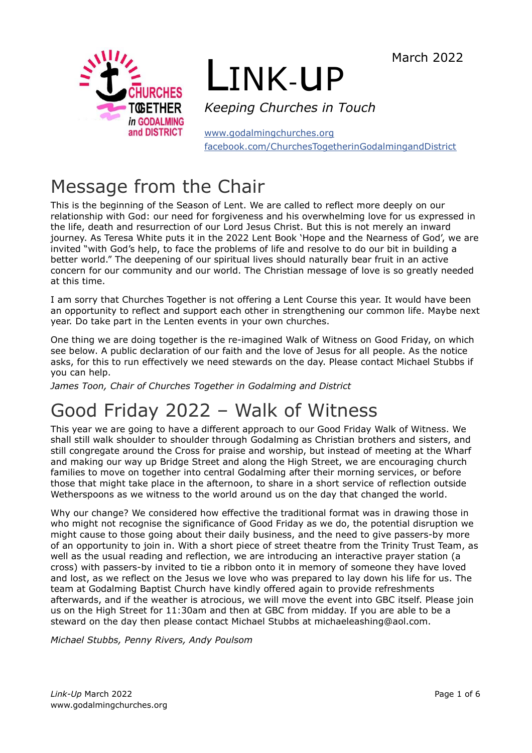# LINK-UP

March 2022

*Keeping Churches in Touch*

www.godalmingchurches.org
facebook.com/ChurchesTogetherinGodalmingandDistrict

## Message from the Chair

This is the beginning of the Season of Lent. We are called to reflect more deeply on our relationship with God: our need for forgiveness and his overwhelming love for us expressed in the life, death and resurrection of our Lord Jesus Christ. But this is not merely an inward journey. As Teresa White puts it in the 2022 Lent Book 'Hope and the Nearness of God', we are invited "with God's help, to face the problems of life and resolve to do our bit in building a better world." The deepening of our spiritual lives should naturally bear fruit in an active concern for our community and our world. The Christian message of love is so greatly needed at this time.

I am sorry that Churches Together is not offering a Lent Course this year. It would have been an opportunity to reflect and support each other in strengthening our common life. Maybe next year. Do take part in the Lenten events in your own churches.

One thing we are doing together is the re-imagined Walk of Witness on Good Friday, on which see below. A public declaration of our faith and the love of Jesus for all people. As the notice asks, for this to run effectively we need stewards on the day. Please contact Michael Stubbs if you can help.

*James Toon, Chair of Churches Together in Godalming and District*

## Good Friday 2022 – Walk of Witness

This year we are going to have a different approach to our Good Friday Walk of Witness. We shall still walk shoulder to shoulder through Godalming as Christian brothers and sisters, and still congregate around the Cross for praise and worship, but instead of meeting at the Wharf and making our way up Bridge Street and along the High Street, we are encouraging church families to move on together into central Godalming after their morning services, or before those that might take place in the afternoon, to share in a short service of reflection outside Wetherspoons as we witness to the world around us on the day that changed the world.

Why our change? We considered how effective the traditional format was in drawing those in who might not recognise the significance of Good Friday as we do, the potential disruption we might cause to those going about their daily business, and the need to give passers-by more of an opportunity to join in. With a short piece of street theatre from the Trinity Trust Team, as well as the usual reading and reflection, we are introducing an interactive prayer station (a cross) with passers-by invited to tie a ribbon onto it in memory of someone they have loved and lost, as we reflect on the Jesus we love who was prepared to lay down his life for us. The team at Godalming Baptist Church have kindly offered again to provide refreshments afterwards, and if the weather is atrocious, we will move the event into GBC itself. Please join us on the High Street for 11:30am and then at GBC from midday. If you are able to be a steward on the day then please contact Michael Stubbs at michaeleashing@aol.com.

*Michael Stubbs, Penny Rivers, Andy Poulsom*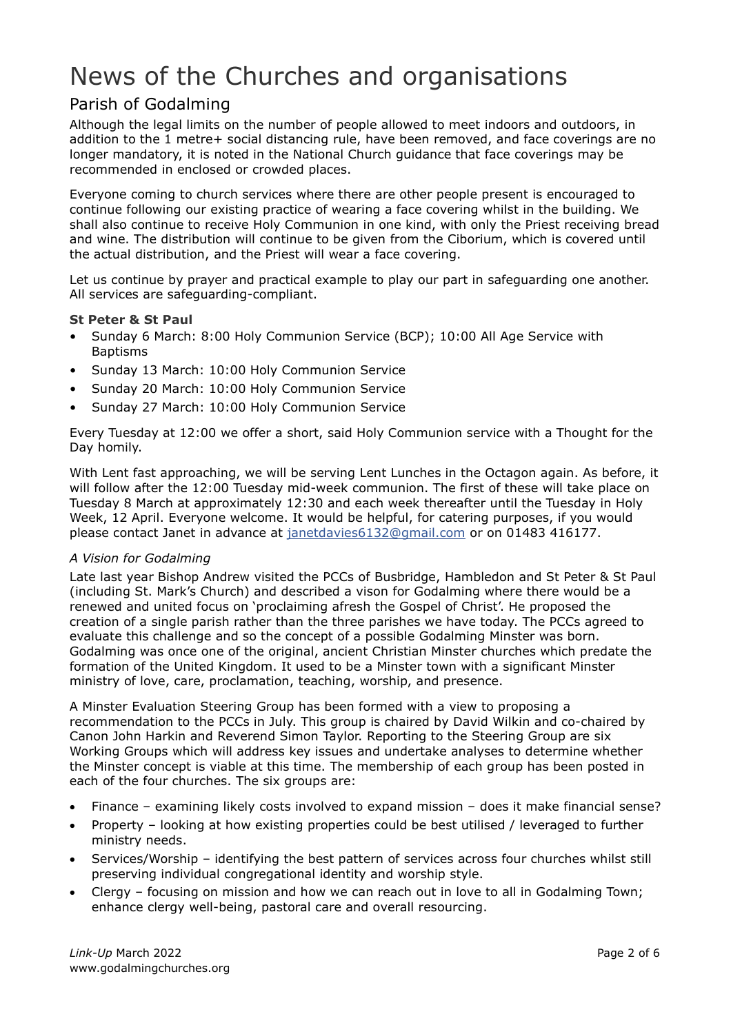# News of the Churches and organisations

## Parish of Godalming

Although the legal limits on the number of people allowed to meet indoors and outdoors, in addition to the 1 metre+ social distancing rule, have been removed, and face coverings are no longer mandatory, it is noted in the National Church guidance that face coverings may be recommended in enclosed or crowded places.

Everyone coming to church services where there are other people present is encouraged to continue following our existing practice of wearing a face covering whilst in the building. We shall also continue to receive Holy Communion in one kind, with only the Priest receiving bread and wine. The distribution will continue to be given from the Ciborium, which is covered until the actual distribution, and the Priest will wear a face covering.

Let us continue by prayer and practical example to play our part in safeguarding one another. All services are safeguarding-compliant.

**St Peter & St Paul**

- Sunday 6 March: 8:00 Holy Communion Service (BCP); 10:00 All Age Service with Baptisms
- Sunday 13 March: 10:00 Holy Communion Service
- Sunday 20 March: 10:00 Holy Communion Service
- Sunday 27 March: 10:00 Holy Communion Service

Every Tuesday at 12:00 we offer a short, said Holy Communion service with a Thought for the Day homily.

With Lent fast approaching, we will be serving Lent Lunches in the Octagon again. As before, it will follow after the 12:00 Tuesday mid-week communion. The first of these will take place on Tuesday 8 March at approximately 12:30 and each week thereafter until the Tuesday in Holy Week, 12 April. Everyone welcome. It would be helpful, for catering purposes, if you would please contact Janet in advance at janetdavies6132@gmail.com or on 01483 416177.

*A Vision for Godalming*

Late last year Bishop Andrew visited the PCCs of Busbridge, Hambledon and St Peter & St Paul (including St. Mark's Church) and described a vison for Godalming where there would be a renewed and united focus on 'proclaiming afresh the Gospel of Christ'. He proposed the creation of a single parish rather than the three parishes we have today. The PCCs agreed to evaluate this challenge and so the concept of a possible Godalming Minster was born. Godalming was once one of the original, ancient Christian Minster churches which predate the formation of the United Kingdom. It used to be a Minster town with a significant Minster ministry of love, care, proclamation, teaching, worship, and presence.

A Minster Evaluation Steering Group has been formed with a view to proposing a recommendation to the PCCs in July. This group is chaired by David Wilkin and co-chaired by Canon John Harkin and Reverend Simon Taylor. Reporting to the Steering Group are six Working Groups which will address key issues and undertake analyses to determine whether the Minster concept is viable at this time. The membership of each group has been posted in each of the four churches. The six groups are:

- Finance – examining likely costs involved to expand mission – does it make financial sense?
- Property – looking at how existing properties could be best utilised / leveraged to further ministry needs.
- Services/Worship – identifying the best pattern of services across four churches whilst still preserving individual congregational identity and worship style.
- Clergy – focusing on mission and how we can reach out in love to all in Godalming Town; enhance clergy well-being, pastoral care and overall resourcing.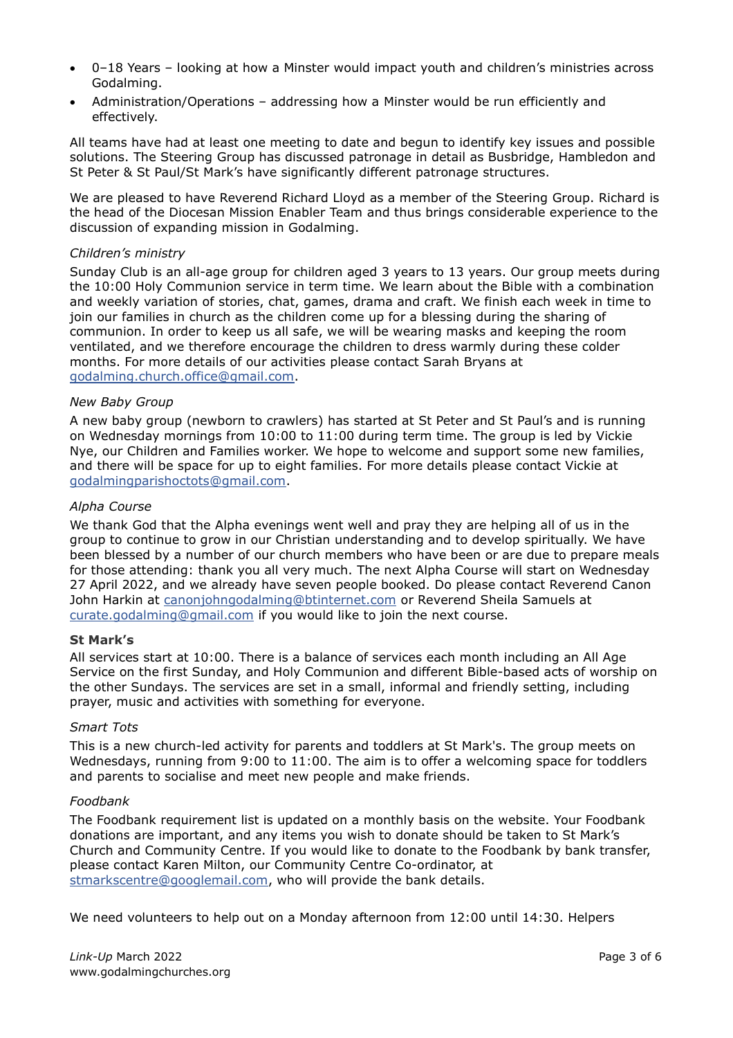- 0–18 Years – looking at how a Minster would impact youth and children's ministries across Godalming.
- Administration/Operations – addressing how a Minster would be run efficiently and effectively.

All teams have had at least one meeting to date and begun to identify key issues and possible solutions. The Steering Group has discussed patronage in detail as Busbridge, Hambledon and St Peter & St Paul/St Mark's have significantly different patronage structures.

We are pleased to have Reverend Richard Lloyd as a member of the Steering Group. Richard is the head of the Diocesan Mission Enabler Team and thus brings considerable experience to the discussion of expanding mission in Godalming.

*Children's ministry*

Sunday Club is an all-age group for children aged 3 years to 13 years. Our group meets during the 10:00 Holy Communion service in term time. We learn about the Bible with a combination and weekly variation of stories, chat, games, drama and craft. We finish each week in time to join our families in church as the children come up for a blessing during the sharing of communion. In order to keep us all safe, we will be wearing masks and keeping the room ventilated, and we therefore encourage the children to dress warmly during these colder months. For more details of our activities please contact Sarah Bryans at godalming.church.office@gmail.com.

*New Baby Group*

A new baby group (newborn to crawlers) has started at St Peter and St Paul's and is running on Wednesday mornings from 10:00 to 11:00 during term time. The group is led by Vickie Nye, our Children and Families worker. We hope to welcome and support some new families, and there will be space for up to eight families. For more details please contact Vickie at godalmingparishoctots@gmail.com.

*Alpha Course*

We thank God that the Alpha evenings went well and pray they are helping all of us in the group to continue to grow in our Christian understanding and to develop spiritually. We have been blessed by a number of our church members who have been or are due to prepare meals for those attending: thank you all very much. The next Alpha Course will start on Wednesday 27 April 2022, and we already have seven people booked. Do please contact Reverend Canon John Harkin at canonjohngodalming@btinternet.com or Reverend Sheila Samuels at curate.godalming@gmail.com if you would like to join the next course.

**St Mark's**

All services start at 10:00. There is a balance of services each month including an All Age Service on the first Sunday, and Holy Communion and different Bible-based acts of worship on the other Sundays. The services are set in a small, informal and friendly setting, including prayer, music and activities with something for everyone.

*Smart Tots*

This is a new church-led activity for parents and toddlers at St Mark's. The group meets on Wednesdays, running from 9:00 to 11:00. The aim is to offer a welcoming space for toddlers and parents to socialise and meet new people and make friends.

*Foodbank*

The Foodbank requirement list is updated on a monthly basis on the website. Your Foodbank donations are important, and any items you wish to donate should be taken to St Mark's Church and Community Centre. If you would like to donate to the Foodbank by bank transfer, please contact Karen Milton, our Community Centre Co-ordinator, at stmarkscentre@googlemail.com, who will provide the bank details.

We need volunteers to help out on a Monday afternoon from 12:00 until 14:30. Helpers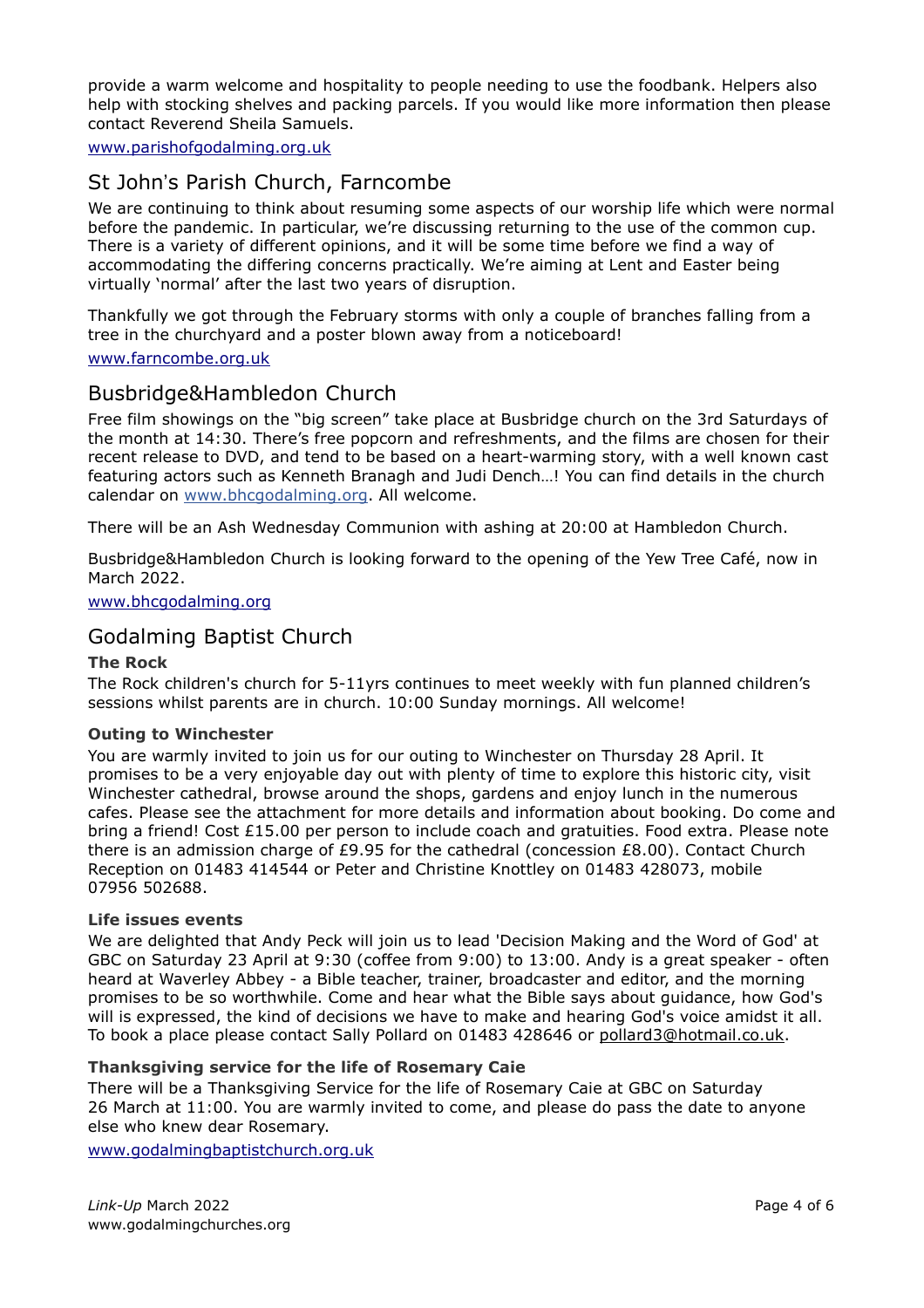provide a warm welcome and hospitality to people needing to use the foodbank. Helpers also help with stocking shelves and packing parcels. If you would like more information then please contact Reverend Sheila Samuels.

www.parishofgodalming.org.uk

## St John's Parish Church, Farncombe

We are continuing to think about resuming some aspects of our worship life which were normal before the pandemic. In particular, we're discussing returning to the use of the common cup. There is a variety of different opinions, and it will be some time before we find a way of accommodating the differing concerns practically. We're aiming at Lent and Easter being virtually 'normal' after the last two years of disruption.

Thankfully we got through the February storms with only a couple of branches falling from a tree in the churchyard and a poster blown away from a noticeboard!

www.farncombe.org.uk

## Busbridge&Hambledon Church

Free film showings on the "big screen" take place at Busbridge church on the 3rd Saturdays of the month at 14:30. There's free popcorn and refreshments, and the films are chosen for their recent release to DVD, and tend to be based on a heart-warming story, with a well known cast featuring actors such as Kenneth Branagh and Judi Dench…! You can find details in the church calendar on www.bhcgodalming.org. All welcome.

There will be an Ash Wednesday Communion with ashing at 20:00 at Hambledon Church.

Busbridge&Hambledon Church is looking forward to the opening of the Yew Tree Café, now in March 2022.

www.bhcgodalming.org

## Godalming Baptist Church

**The Rock**

The Rock children's church for 5-11yrs continues to meet weekly with fun planned children's sessions whilst parents are in church. 10:00 Sunday mornings. All welcome!

**Outing to Winchester**

You are warmly invited to join us for our outing to Winchester on Thursday 28 April. It promises to be a very enjoyable day out with plenty of time to explore this historic city, visit Winchester cathedral, browse around the shops, gardens and enjoy lunch in the numerous cafes. Please see the attachment for more details and information about booking. Do come and bring a friend! Cost £15.00 per person to include coach and gratuities. Food extra. Please note there is an admission charge of £9.95 for the cathedral (concession £8.00). Contact Church Reception on 01483 414544 or Peter and Christine Knottley on 01483 428073, mobile 07956 502688.

**Life issues events**

We are delighted that Andy Peck will join us to lead 'Decision Making and the Word of God' at GBC on Saturday 23 April at 9:30 (coffee from 9:00) to 13:00. Andy is a great speaker - often heard at Waverley Abbey - a Bible teacher, trainer, broadcaster and editor, and the morning promises to be so worthwhile. Come and hear what the Bible says about guidance, how God's will is expressed, the kind of decisions we have to make and hearing God's voice amidst it all. To book a place please contact Sally Pollard on 01483 428646 or pollard3@hotmail.co.uk.

**Thanksgiving service for the life of Rosemary Caie**

There will be a Thanksgiving Service for the life of Rosemary Caie at GBC on Saturday 26 March at 11:00. You are warmly invited to come, and please do pass the date to anyone else who knew dear Rosemary.

www.godalmingbaptistchurch.org.uk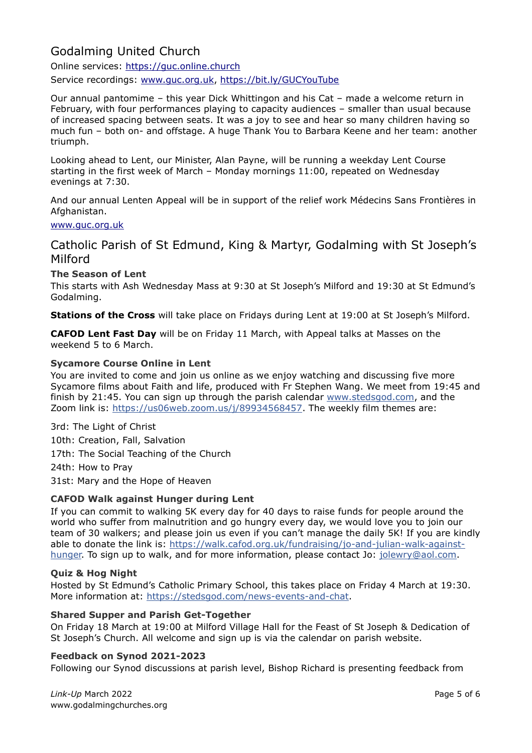## Godalming United Church

Online services: https://guc.online.church

Service recordings: www.guc.org.uk, https://bit.ly/GUCYouTube

Our annual pantomime – this year Dick Whittingon and his Cat – made a welcome return in February, with four performances playing to capacity audiences – smaller than usual because of increased spacing between seats. It was a joy to see and hear so many children having so much fun – both on- and offstage. A huge Thank You to Barbara Keene and her team: another triumph.

Looking ahead to Lent, our Minister, Alan Payne, will be running a weekday Lent Course starting in the first week of March – Monday mornings 11:00, repeated on Wednesday evenings at 7:30.

And our annual Lenten Appeal will be in support of the relief work Médecins Sans Frontières in Afghanistan.

www.guc.org.uk

## Catholic Parish of St Edmund, King & Martyr, Godalming with St Joseph's Milford

### The Season of Lent

This starts with Ash Wednesday Mass at 9:30 at St Joseph's Milford and 19:30 at St Edmund's Godalming.

**Stations of the Cross** will take place on Fridays during Lent at 19:00 at St Joseph's Milford.

**CAFOD Lent Fast Day** will be on Friday 11 March, with Appeal talks at Masses on the weekend 5 to 6 March.

### Sycamore Course Online in Lent

You are invited to come and join us online as we enjoy watching and discussing five more Sycamore films about Faith and life, produced with Fr Stephen Wang. We meet from 19:45 and finish by 21:45. You can sign up through the parish calendar www.stedsgod.com, and the Zoom link is: https://us06web.zoom.us/j/89934568457. The weekly film themes are:

3rd: The Light of Christ

10th: Creation, Fall, Salvation

17th: The Social Teaching of the Church

24th: How to Pray

31st: Mary and the Hope of Heaven

### CAFOD Walk against Hunger during Lent

If you can commit to walking 5K every day for 40 days to raise funds for people around the world who suffer from malnutrition and go hungry every day, we would love you to join our team of 30 walkers; and please join us even if you can't manage the daily 5K! If you are kindly able to donate the link is: https://walk.cafod.org.uk/fundraising/jo-and-julian-walk-against-hunger. To sign up to walk, and for more information, please contact Jo: jolewry@aol.com.

### Quiz & Hog Night

Hosted by St Edmund's Catholic Primary School, this takes place on Friday 4 March at 19:30. More information at: https://stedsgod.com/news-events-and-chat.

### Shared Supper and Parish Get-Together

On Friday 18 March at 19:00 at Milford Village Hall for the Feast of St Joseph & Dedication of St Joseph's Church. All welcome and sign up is via the calendar on parish website.

### Feedback on Synod 2021-2023

Following our Synod discussions at parish level, Bishop Richard is presenting feedback from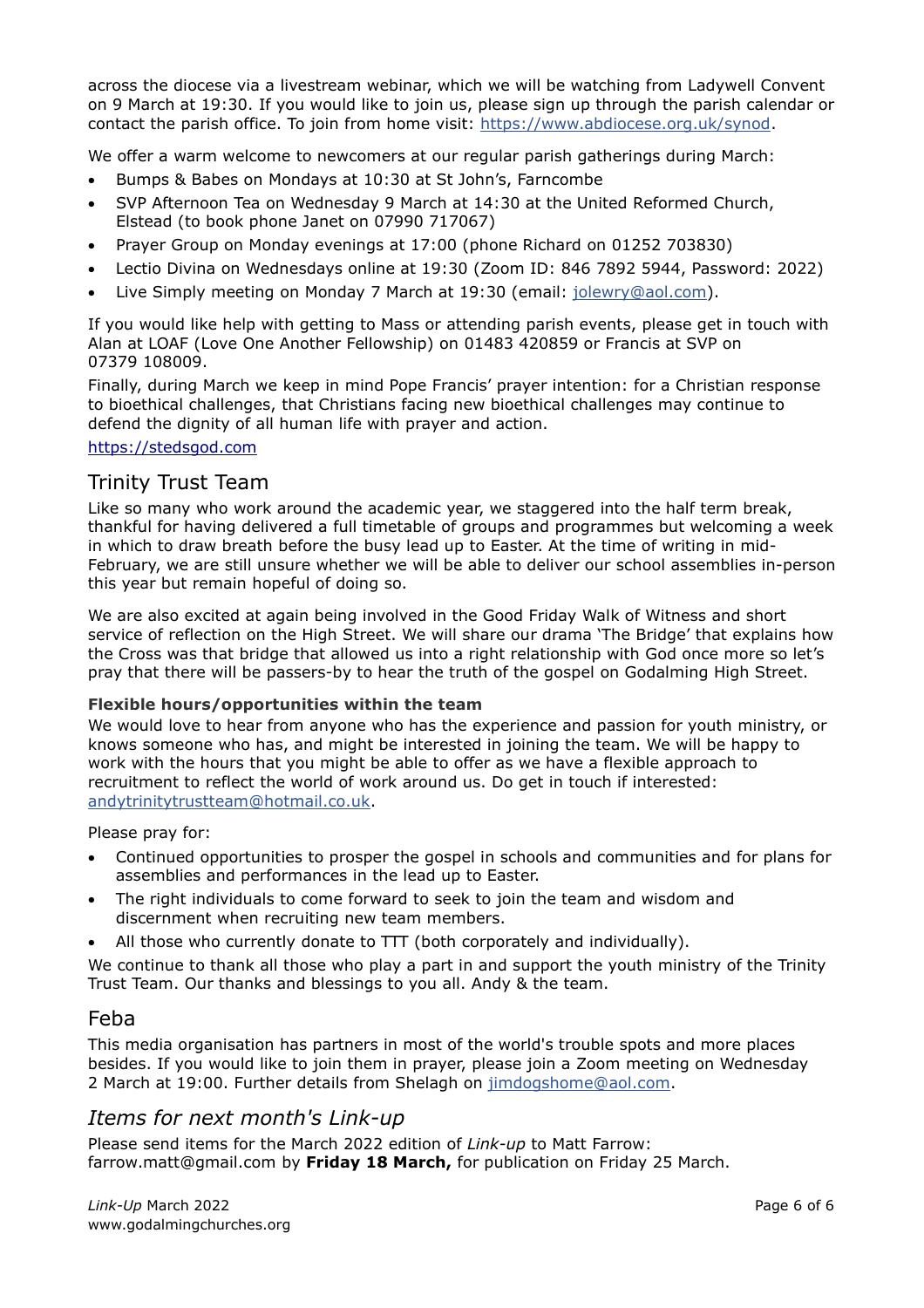across the diocese via a livestream webinar, which we will be watching from Ladywell Convent on 9 March at 19:30. If you would like to join us, please sign up through the parish calendar or contact the parish office. To join from home visit: https://www.abdiocese.org.uk/synod.

We offer a warm welcome to newcomers at our regular parish gatherings during March:

- Bumps & Babes on Mondays at 10:30 at St John's, Farncombe
- SVP Afternoon Tea on Wednesday 9 March at 14:30 at the United Reformed Church, Elstead (to book phone Janet on 07990 717067)
- Prayer Group on Monday evenings at 17:00 (phone Richard on 01252 703830)
- Lectio Divina on Wednesdays online at 19:30 (Zoom ID: 846 7892 5944, Password: 2022)
- Live Simply meeting on Monday 7 March at 19:30 (email: jolewry@aol.com).

If you would like help with getting to Mass or attending parish events, please get in touch with Alan at LOAF (Love One Another Fellowship) on 01483 420859 or Francis at SVP on 07379 108009.

Finally, during March we keep in mind Pope Francis' prayer intention: for a Christian response to bioethical challenges, that Christians facing new bioethical challenges may continue to defend the dignity of all human life with prayer and action.

https://stedsgod.com

## Trinity Trust Team

Like so many who work around the academic year, we staggered into the half term break, thankful for having delivered a full timetable of groups and programmes but welcoming a week in which to draw breath before the busy lead up to Easter. At the time of writing in mid-February, we are still unsure whether we will be able to deliver our school assemblies in-person this year but remain hopeful of doing so.

We are also excited at again being involved in the Good Friday Walk of Witness and short service of reflection on the High Street. We will share our drama 'The Bridge' that explains how the Cross was that bridge that allowed us into a right relationship with God once more so let's pray that there will be passers-by to hear the truth of the gospel on Godalming High Street.

**Flexible hours/opportunities within the team**

We would love to hear from anyone who has the experience and passion for youth ministry, or knows someone who has, and might be interested in joining the team. We will be happy to work with the hours that you might be able to offer as we have a flexible approach to recruitment to reflect the world of work around us. Do get in touch if interested: andytrinitytrustteam@hotmail.co.uk.

Please pray for:

- Continued opportunities to prosper the gospel in schools and communities and for plans for assemblies and performances in the lead up to Easter.
- The right individuals to come forward to seek to join the team and wisdom and discernment when recruiting new team members.
- All those who currently donate to TTT (both corporately and individually).

We continue to thank all those who play a part in and support the youth ministry of the Trinity Trust Team. Our thanks and blessings to you all. Andy & the team.

## Feba

This media organisation has partners in most of the world's trouble spots and more places besides. If you would like to join them in prayer, please join a Zoom meeting on Wednesday 2 March at 19:00. Further details from Shelagh on jimdogshome@aol.com.

## *Items for next month's Link-up*

Please send items for the March 2022 edition of *Link-up* to Matt Farrow: farrow.matt@gmail.com by **Friday 18 March,** for publication on Friday 25 March.